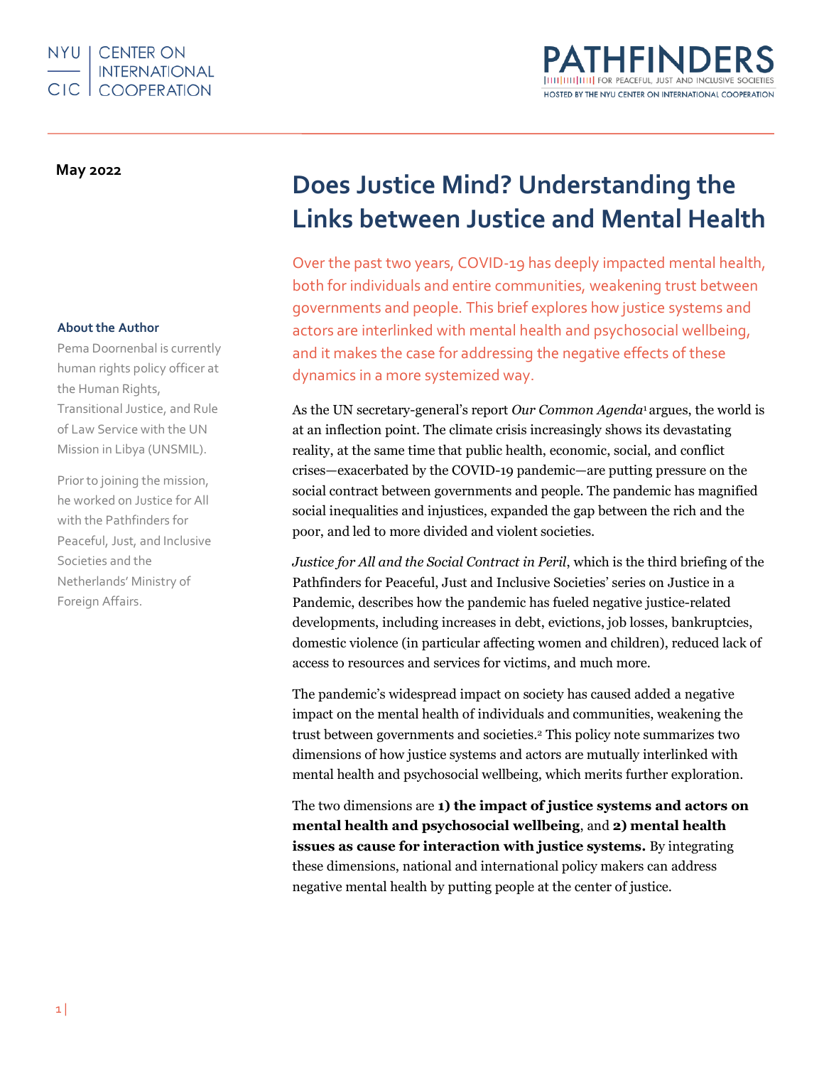NYU | CENTER ON INTERNATIONAL COOPERATION

PATHFINDERS FOR PEACEFUL, JUST AND INCLUSIVE SOCIETIES
HOSTED BY THE NYU CENTER ON INTERNATIONAL COOPERATION

**May 2022**

# Does Justice Mind? Understanding the Links between Justice and Mental Health

Over the past two years, COVID-19 has deeply impacted mental health, both for individuals and entire communities, weakening trust between governments and people. This brief explores how justice systems and actors are interlinked with mental health and psychosocial wellbeing, and it makes the case for addressing the negative effects of these dynamics in a more systemized way.

As the UN secretary-general's report *Our Common Agenda*[1] argues, the world is at an inflection point. The climate crisis increasingly shows its devastating reality, at the same time that public health, economic, social, and conflict crises—exacerbated by the COVID-19 pandemic—are putting pressure on the social contract between governments and people. The pandemic has magnified social inequalities and injustices, expanded the gap between the rich and the poor, and led to more divided and violent societies.

*Justice for All and the Social Contract in Peril*, which is the third briefing of the Pathfinders for Peaceful, Just and Inclusive Societies' series on Justice in a Pandemic, describes how the pandemic has fueled negative justice-related developments, including increases in debt, evictions, job losses, bankruptcies, domestic violence (in particular affecting women and children), reduced lack of access to resources and services for victims, and much more.

The pandemic's widespread impact on society has caused added a negative impact on the mental health of individuals and communities, weakening the trust between governments and societies.[2] This policy note summarizes two dimensions of how justice systems and actors are mutually interlinked with mental health and psychosocial wellbeing, which merits further exploration.

The two dimensions are **1) the impact of justice systems and actors on mental health and psychosocial wellbeing**, and **2) mental health issues as cause for interaction with justice systems.** By integrating these dimensions, national and international policy makers can address negative mental health by putting people at the center of justice.

**About the Author**

Pema Doornenbal is currently human rights policy officer at the Human Rights, Transitional Justice, and Rule of Law Service with the UN Mission in Libya (UNSMIL).

Prior to joining the mission, he worked on Justice for All with the Pathfinders for Peaceful, Just, and Inclusive Societies and the Netherlands' Ministry of Foreign Affairs.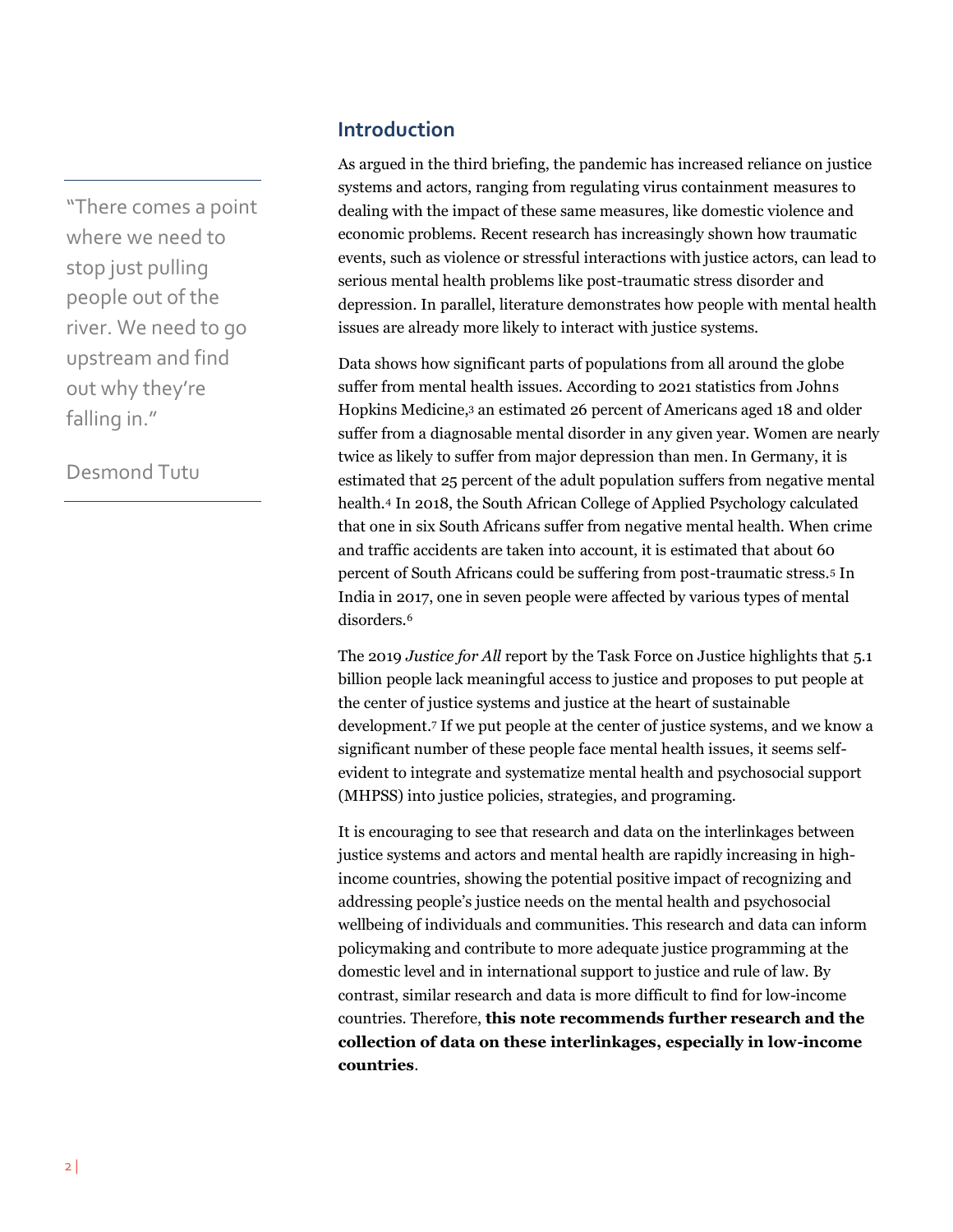> "There comes a point where we need to stop just pulling people out of the river. We need to go upstream and find out why they're falling in."
>
> Desmond Tutu

## Introduction

As argued in the third briefing, the pandemic has increased reliance on justice systems and actors, ranging from regulating virus containment measures to dealing with the impact of these same measures, like domestic violence and economic problems. Recent research has increasingly shown how traumatic events, such as violence or stressful interactions with justice actors, can lead to serious mental health problems like post-traumatic stress disorder and depression. In parallel, literature demonstrates how people with mental health issues are already more likely to interact with justice systems.

Data shows how significant parts of populations from all around the globe suffer from mental health issues. According to 2021 statistics from Johns Hopkins Medicine,[3] an estimated 26 percent of Americans aged 18 and older suffer from a diagnosable mental disorder in any given year. Women are nearly twice as likely to suffer from major depression than men. In Germany, it is estimated that 25 percent of the adult population suffers from negative mental health.[4] In 2018, the South African College of Applied Psychology calculated that one in six South Africans suffer from negative mental health. When crime and traffic accidents are taken into account, it is estimated that about 60 percent of South Africans could be suffering from post-traumatic stress.[5] In India in 2017, one in seven people were affected by various types of mental disorders.[6]

The 2019 *Justice for All* report by the Task Force on Justice highlights that 5.1 billion people lack meaningful access to justice and proposes to put people at the center of justice systems and justice at the heart of sustainable development.[7] If we put people at the center of justice systems, and we know a significant number of these people face mental health issues, it seems self-evident to integrate and systematize mental health and psychosocial support (MHPSS) into justice policies, strategies, and programing.

It is encouraging to see that research and data on the interlinkages between justice systems and actors and mental health are rapidly increasing in high-income countries, showing the potential positive impact of recognizing and addressing people's justice needs on the mental health and psychosocial wellbeing of individuals and communities. This research and data can inform policymaking and contribute to more adequate justice programming at the domestic level and in international support to justice and rule of law. By contrast, similar research and data is more difficult to find for low-income countries. Therefore, **this note recommends further research and the collection of data on these interlinkages, especially in low-income countries**.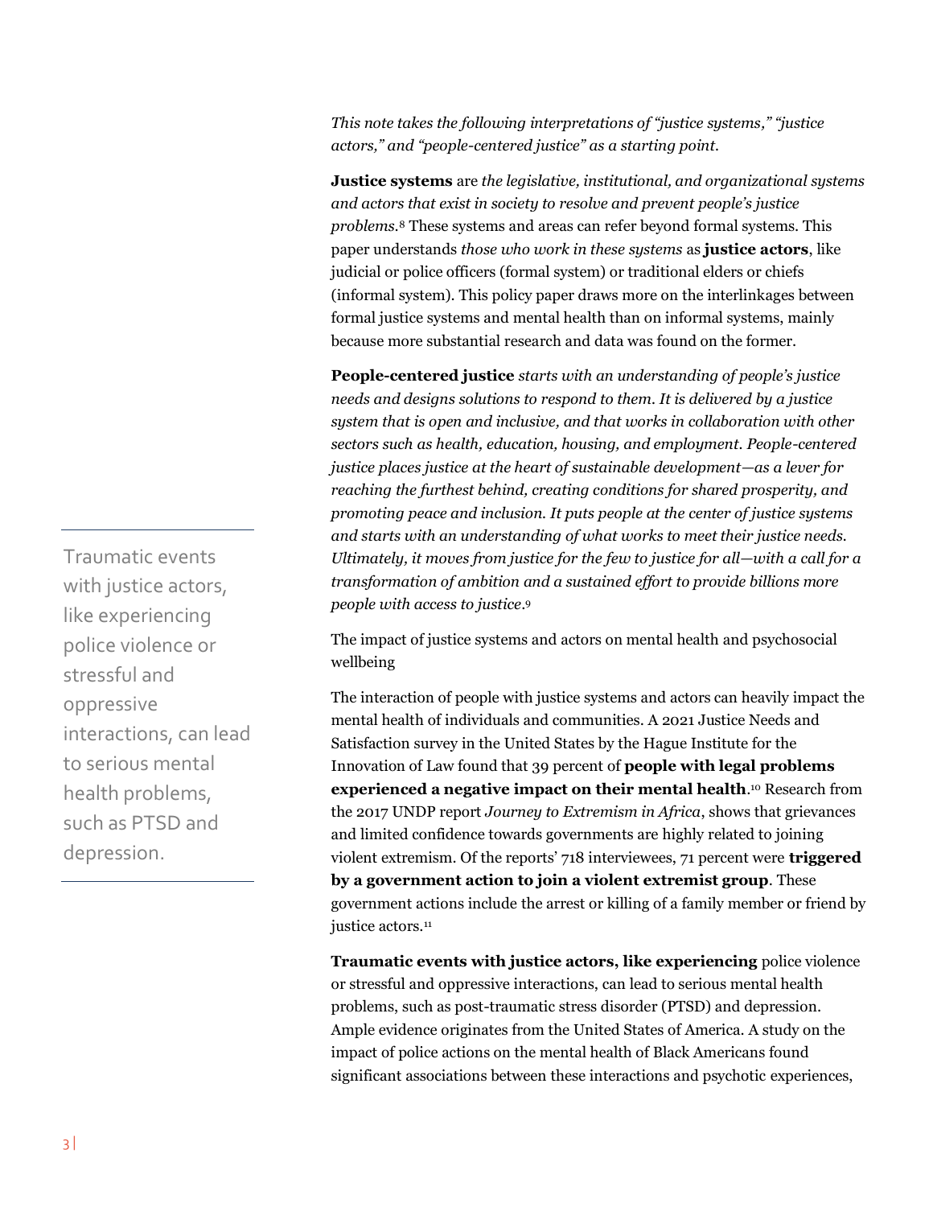*This note takes the following interpretations of "justice systems," "justice actors," and "people-centered justice" as a starting point.*

**Justice systems** are *the legislative, institutional, and organizational systems and actors that exist in society to resolve and prevent people's justice problems.*[8] These systems and areas can refer beyond formal systems. This paper understands *those who work in these systems* as **justice actors**, like judicial or police officers (formal system) or traditional elders or chiefs (informal system). This policy paper draws more on the interlinkages between formal justice systems and mental health than on informal systems, mainly because more substantial research and data was found on the former.

**People-centered justice** *starts with an understanding of people's justice needs and designs solutions to respond to them. It is delivered by a justice system that is open and inclusive, and that works in collaboration with other sectors such as health, education, housing, and employment. People-centered justice places justice at the heart of sustainable development—as a lever for reaching the furthest behind, creating conditions for shared prosperity, and promoting peace and inclusion. It puts people at the center of justice systems and starts with an understanding of what works to meet their justice needs. Ultimately, it moves from justice for the few to justice for all—with a call for a transformation of ambition and a sustained effort to provide billions more people with access to justice.*[9]

> Traumatic events with justice actors, like experiencing police violence or stressful and oppressive interactions, can lead to serious mental health problems, such as PTSD and depression.

The impact of justice systems and actors on mental health and psychosocial wellbeing

The interaction of people with justice systems and actors can heavily impact the mental health of individuals and communities. A 2021 Justice Needs and Satisfaction survey in the United States by the Hague Institute for the Innovation of Law found that 39 percent of **people with legal problems experienced a negative impact on their mental health**.[10] Research from the 2017 UNDP report *Journey to Extremism in Africa*, shows that grievances and limited confidence towards governments are highly related to joining violent extremism. Of the reports' 718 interviewees, 71 percent were **triggered by a government action to join a violent extremist group**. These government actions include the arrest or killing of a family member or friend by justice actors.[11]

**Traumatic events with justice actors, like experiencing** police violence or stressful and oppressive interactions, can lead to serious mental health problems, such as post-traumatic stress disorder (PTSD) and depression. Ample evidence originates from the United States of America. A study on the impact of police actions on the mental health of Black Americans found significant associations between these interactions and psychotic experiences,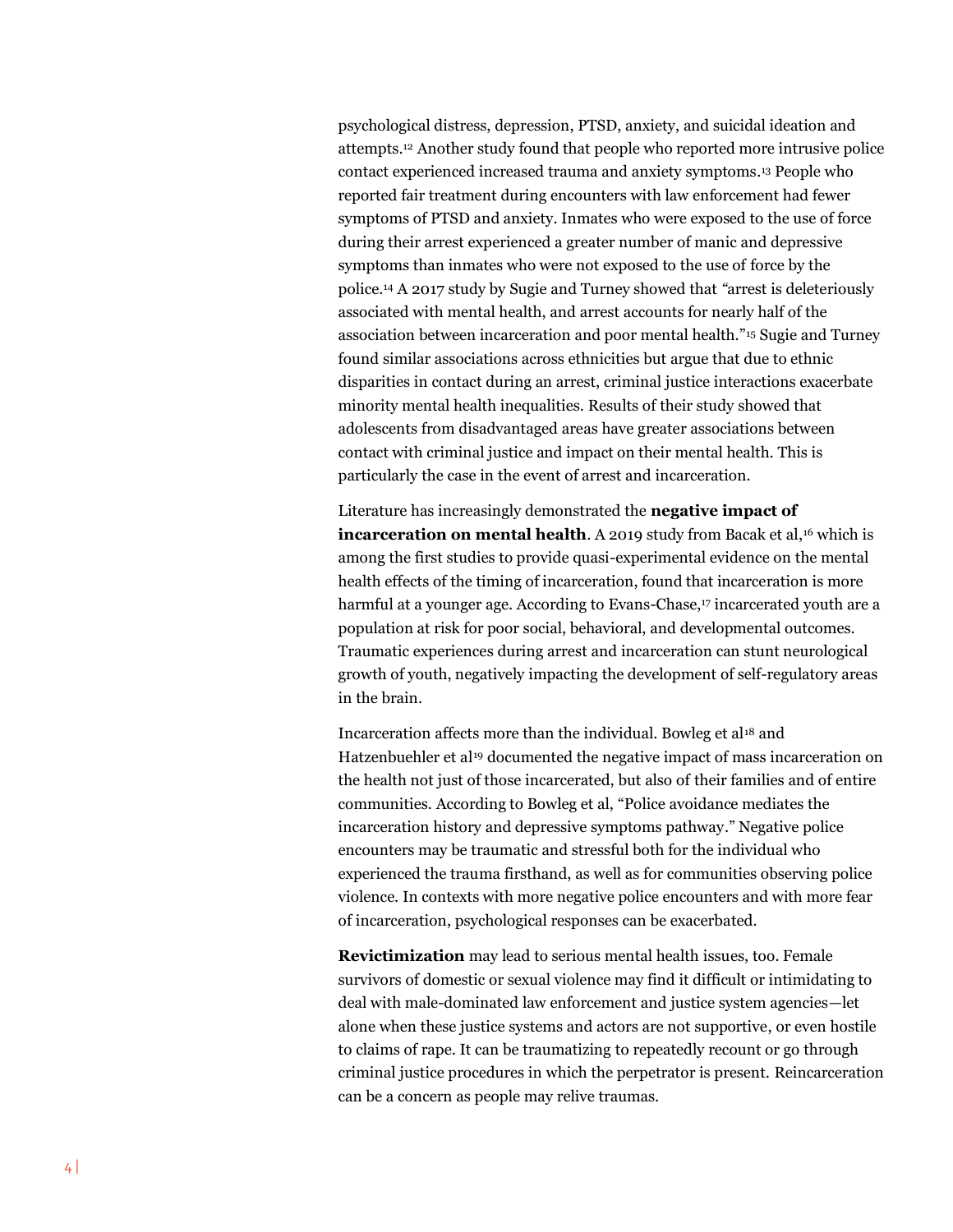psychological distress, depression, PTSD, anxiety, and suicidal ideation and attempts.[12] Another study found that people who reported more intrusive police contact experienced increased trauma and anxiety symptoms.[13] People who reported fair treatment during encounters with law enforcement had fewer symptoms of PTSD and anxiety. Inmates who were exposed to the use of force during their arrest experienced a greater number of manic and depressive symptoms than inmates who were not exposed to the use of force by the police.[14] A 2017 study by Sugie and Turney showed that "arrest is deleteriously associated with mental health, and arrest accounts for nearly half of the association between incarceration and poor mental health."[15] Sugie and Turney found similar associations across ethnicities but argue that due to ethnic disparities in contact during an arrest, criminal justice interactions exacerbate minority mental health inequalities. Results of their study showed that adolescents from disadvantaged areas have greater associations between contact with criminal justice and impact on their mental health. This is particularly the case in the event of arrest and incarceration.

Literature has increasingly demonstrated the **negative impact of incarceration on mental health**. A 2019 study from Bacak et al,[16] which is among the first studies to provide quasi-experimental evidence on the mental health effects of the timing of incarceration, found that incarceration is more harmful at a younger age. According to Evans-Chase,[17] incarcerated youth are a population at risk for poor social, behavioral, and developmental outcomes. Traumatic experiences during arrest and incarceration can stunt neurological growth of youth, negatively impacting the development of self-regulatory areas in the brain.

Incarceration affects more than the individual. Bowleg et al[18] and Hatzenbuehler et al[19] documented the negative impact of mass incarceration on the health not just of those incarcerated, but also of their families and of entire communities. According to Bowleg et al, "Police avoidance mediates the incarceration history and depressive symptoms pathway." Negative police encounters may be traumatic and stressful both for the individual who experienced the trauma firsthand, as well as for communities observing police violence. In contexts with more negative police encounters and with more fear of incarceration, psychological responses can be exacerbated.

**Revictimization** may lead to serious mental health issues, too. Female survivors of domestic or sexual violence may find it difficult or intimidating to deal with male-dominated law enforcement and justice system agencies—let alone when these justice systems and actors are not supportive, or even hostile to claims of rape. It can be traumatizing to repeatedly recount or go through criminal justice procedures in which the perpetrator is present. Reincarceration can be a concern as people may relive traumas.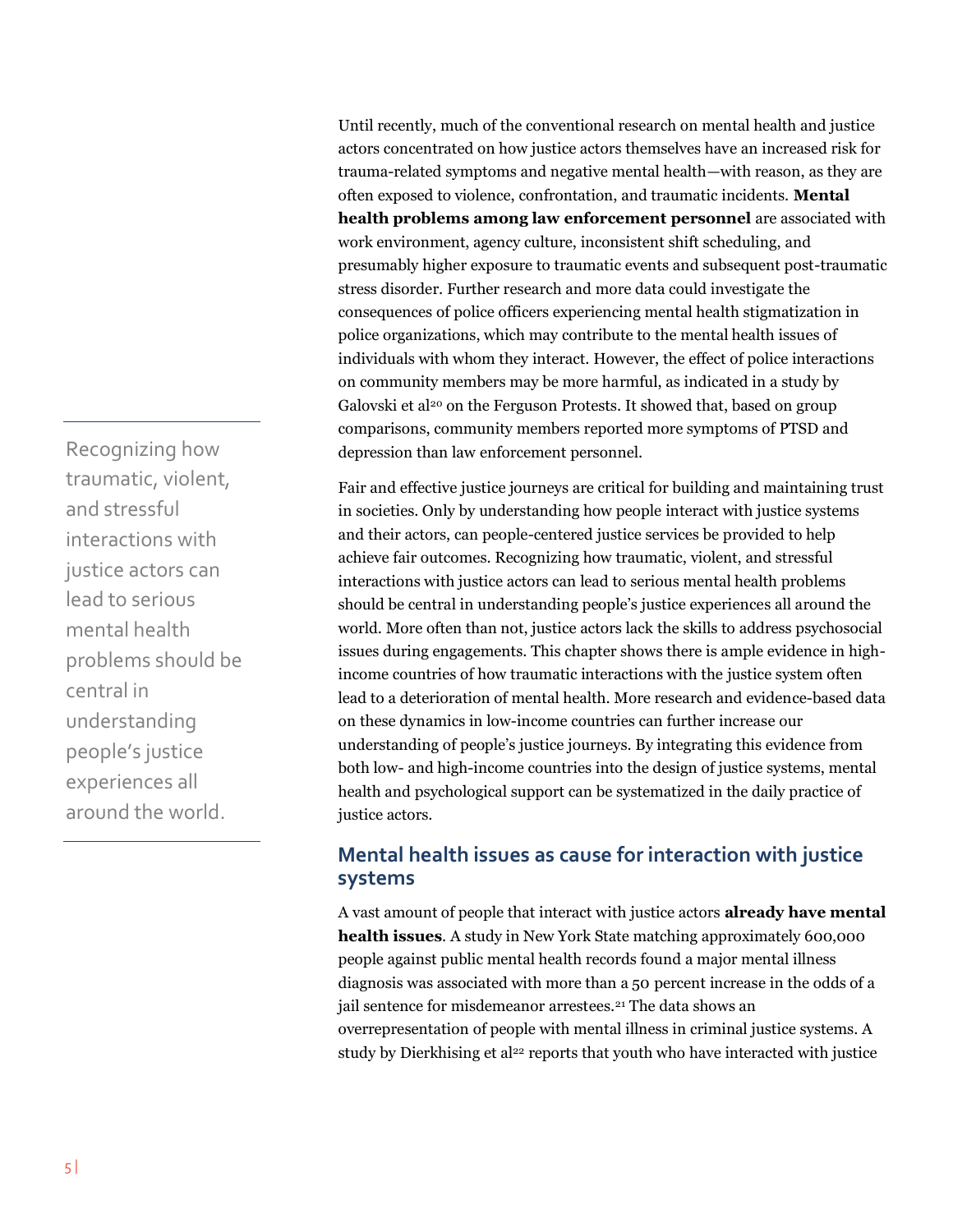Until recently, much of the conventional research on mental health and justice actors concentrated on how justice actors themselves have an increased risk for trauma-related symptoms and negative mental health—with reason, as they are often exposed to violence, confrontation, and traumatic incidents. **Mental health problems among law enforcement personnel** are associated with work environment, agency culture, inconsistent shift scheduling, and presumably higher exposure to traumatic events and subsequent post-traumatic stress disorder. Further research and more data could investigate the consequences of police officers experiencing mental health stigmatization in police organizations, which may contribute to the mental health issues of individuals with whom they interact. However, the effect of police interactions on community members may be more harmful, as indicated in a study by Galovski et al[20] on the Ferguson Protests. It showed that, based on group comparisons, community members reported more symptoms of PTSD and depression than law enforcement personnel.

> Recognizing how traumatic, violent, and stressful interactions with justice actors can lead to serious mental health problems should be central in understanding people's justice experiences all around the world.

Fair and effective justice journeys are critical for building and maintaining trust in societies. Only by understanding how people interact with justice systems and their actors, can people-centered justice services be provided to help achieve fair outcomes. Recognizing how traumatic, violent, and stressful interactions with justice actors can lead to serious mental health problems should be central in understanding people's justice experiences all around the world. More often than not, justice actors lack the skills to address psychosocial issues during engagements. This chapter shows there is ample evidence in high-income countries of how traumatic interactions with the justice system often lead to a deterioration of mental health. More research and evidence-based data on these dynamics in low-income countries can further increase our understanding of people's justice journeys. By integrating this evidence from both low- and high-income countries into the design of justice systems, mental health and psychological support can be systematized in the daily practice of justice actors.

## Mental health issues as cause for interaction with justice systems

A vast amount of people that interact with justice actors **already have mental health issues**. A study in New York State matching approximately 600,000 people against public mental health records found a major mental illness diagnosis was associated with more than a 50 percent increase in the odds of a jail sentence for misdemeanor arrestees.[21] The data shows an overrepresentation of people with mental illness in criminal justice systems. A study by Dierkhising et al[22] reports that youth who have interacted with justice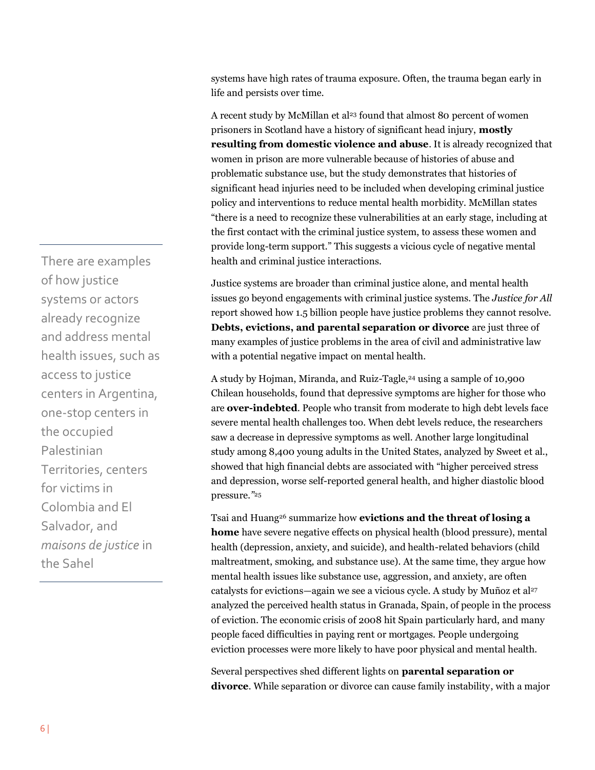systems have high rates of trauma exposure. Often, the trauma began early in life and persists over time.

A recent study by McMillan et al[23] found that almost 80 percent of women prisoners in Scotland have a history of significant head injury, **mostly resulting from domestic violence and abuse**. It is already recognized that women in prison are more vulnerable because of histories of abuse and problematic substance use, but the study demonstrates that histories of significant head injuries need to be included when developing criminal justice policy and interventions to reduce mental health morbidity. McMillan states "there is a need to recognize these vulnerabilities at an early stage, including at the first contact with the criminal justice system, to assess these women and provide long-term support." This suggests a vicious cycle of negative mental health and criminal justice interactions.

> There are examples of how justice systems or actors already recognize and address mental health issues, such as access to justice centers in Argentina, one-stop centers in the occupied Palestinian Territories, centers for victims in Colombia and El Salvador, and *maisons de justice* in the Sahel

Justice systems are broader than criminal justice alone, and mental health issues go beyond engagements with criminal justice systems. The *Justice for All* report showed how 1.5 billion people have justice problems they cannot resolve. **Debts, evictions, and parental separation or divorce** are just three of many examples of justice problems in the area of civil and administrative law with a potential negative impact on mental health.

A study by Hojman, Miranda, and Ruiz-Tagle,[24] using a sample of 10,900 Chilean households, found that depressive symptoms are higher for those who are **over-indebted**. People who transit from moderate to high debt levels face severe mental health challenges too. When debt levels reduce, the researchers saw a decrease in depressive symptoms as well. Another large longitudinal study among 8,400 young adults in the United States, analyzed by Sweet et al., showed that high financial debts are associated with "higher perceived stress and depression, worse self-reported general health, and higher diastolic blood pressure."[25]

Tsai and Huang[26] summarize how **evictions and the threat of losing a home** have severe negative effects on physical health (blood pressure), mental health (depression, anxiety, and suicide), and health-related behaviors (child maltreatment, smoking, and substance use). At the same time, they argue how mental health issues like substance use, aggression, and anxiety, are often catalysts for evictions—again we see a vicious cycle. A study by Muñoz et al[27] analyzed the perceived health status in Granada, Spain, of people in the process of eviction. The economic crisis of 2008 hit Spain particularly hard, and many people faced difficulties in paying rent or mortgages. People undergoing eviction processes were more likely to have poor physical and mental health.

Several perspectives shed different lights on **parental separation or divorce**. While separation or divorce can cause family instability, with a major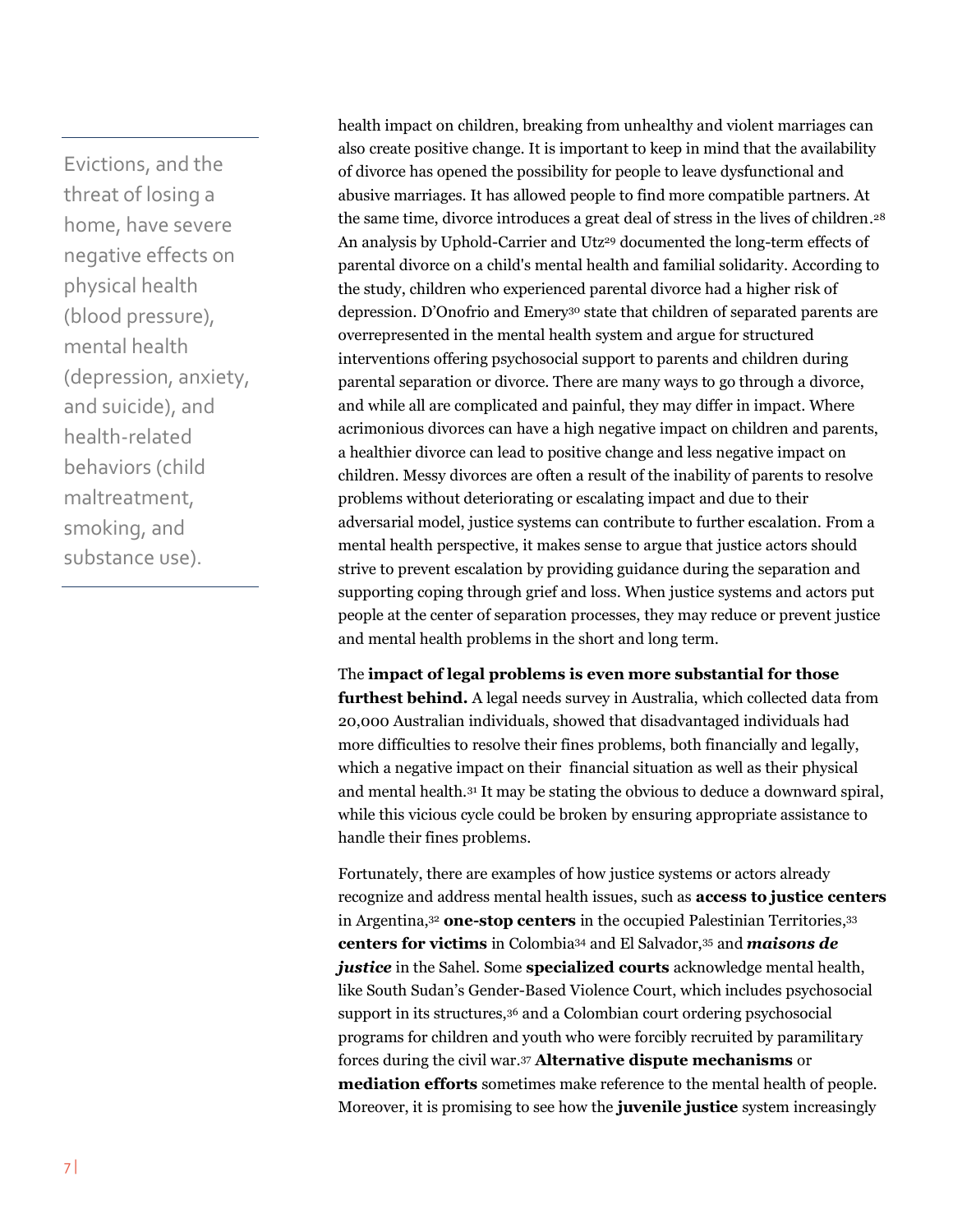Evictions, and the threat of losing a home, have severe negative effects on physical health (blood pressure), mental health (depression, anxiety, and suicide), and health-related behaviors (child maltreatment, smoking, and substance use).

health impact on children, breaking from unhealthy and violent marriages can also create positive change. It is important to keep in mind that the availability of divorce has opened the possibility for people to leave dysfunctional and abusive marriages. It has allowed people to find more compatible partners. At the same time, divorce introduces a great deal of stress in the lives of children.[28] An analysis by Uphold-Carrier and Utz[29] documented the long-term effects of parental divorce on a child's mental health and familial solidarity. According to the study, children who experienced parental divorce had a higher risk of depression. D'Onofrio and Emery[30] state that children of separated parents are overrepresented in the mental health system and argue for structured interventions offering psychosocial support to parents and children during parental separation or divorce. There are many ways to go through a divorce, and while all are complicated and painful, they may differ in impact. Where acrimonious divorces can have a high negative impact on children and parents, a healthier divorce can lead to positive change and less negative impact on children. Messy divorces are often a result of the inability of parents to resolve problems without deteriorating or escalating impact and due to their adversarial model, justice systems can contribute to further escalation. From a mental health perspective, it makes sense to argue that justice actors should strive to prevent escalation by providing guidance during the separation and supporting coping through grief and loss. When justice systems and actors put people at the center of separation processes, they may reduce or prevent justice and mental health problems in the short and long term.

The **impact of legal problems is even more substantial for those furthest behind.** A legal needs survey in Australia, which collected data from 20,000 Australian individuals, showed that disadvantaged individuals had more difficulties to resolve their fines problems, both financially and legally, which a negative impact on their financial situation as well as their physical and mental health.[31] It may be stating the obvious to deduce a downward spiral, while this vicious cycle could be broken by ensuring appropriate assistance to handle their fines problems.

Fortunately, there are examples of how justice systems or actors already recognize and address mental health issues, such as **access to justice centers** in Argentina,[32] **one-stop centers** in the occupied Palestinian Territories,[33] **centers for victims** in Colombia[34] and El Salvador,[35] and ***maisons de justice*** in the Sahel. Some **specialized courts** acknowledge mental health, like South Sudan's Gender-Based Violence Court, which includes psychosocial support in its structures,[36] and a Colombian court ordering psychosocial programs for children and youth who were forcibly recruited by paramilitary forces during the civil war.[37] **Alternative dispute mechanisms** or **mediation efforts** sometimes make reference to the mental health of people. Moreover, it is promising to see how the **juvenile justice** system increasingly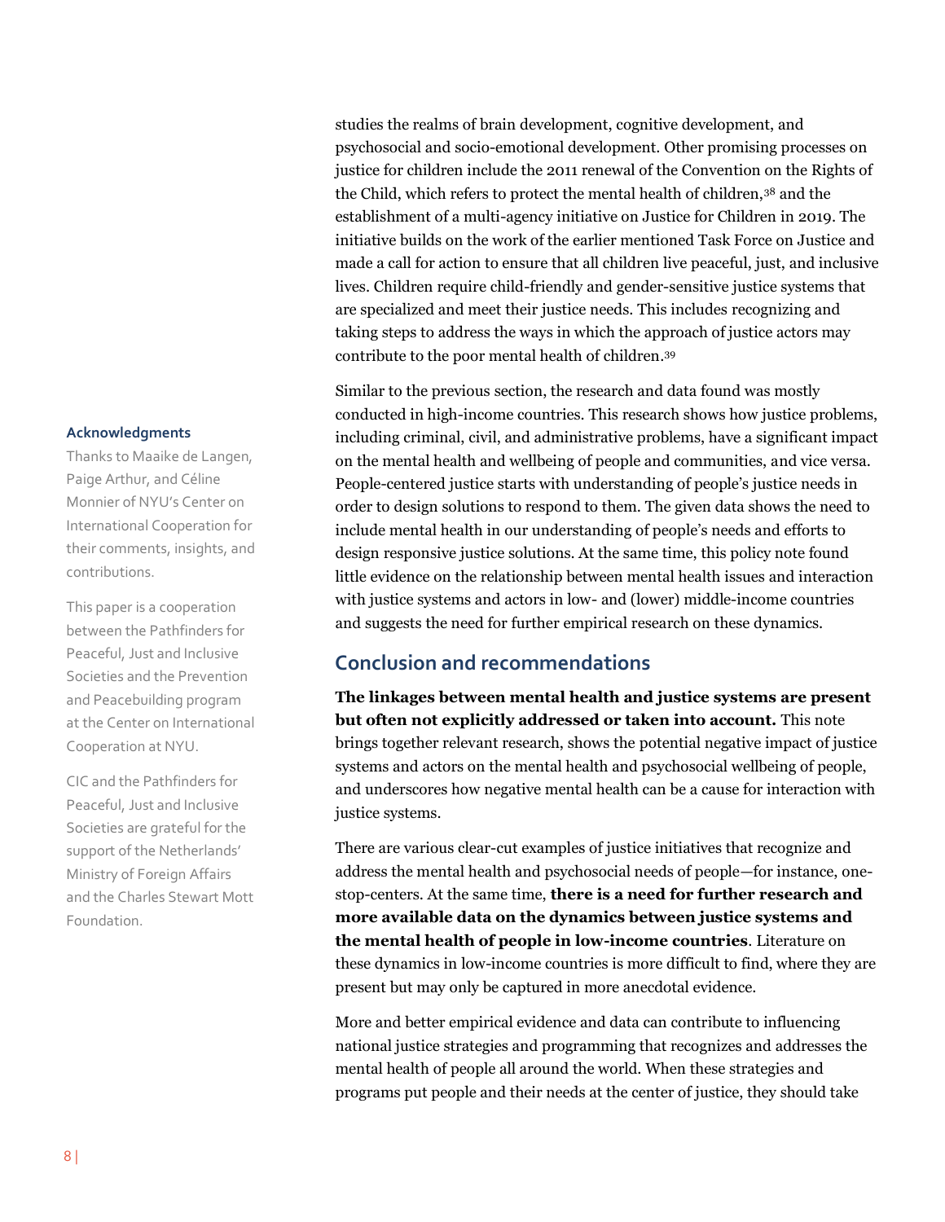studies the realms of brain development, cognitive development, and psychosocial and socio-emotional development. Other promising processes on justice for children include the 2011 renewal of the Convention on the Rights of the Child, which refers to protect the mental health of children,[38] and the establishment of a multi-agency initiative on Justice for Children in 2019. The initiative builds on the work of the earlier mentioned Task Force on Justice and made a call for action to ensure that all children live peaceful, just, and inclusive lives. Children require child-friendly and gender-sensitive justice systems that are specialized and meet their justice needs. This includes recognizing and taking steps to address the ways in which the approach of justice actors may contribute to the poor mental health of children.[39]

Similar to the previous section, the research and data found was mostly conducted in high-income countries. This research shows how justice problems, including criminal, civil, and administrative problems, have a significant impact on the mental health and wellbeing of people and communities, and vice versa. People-centered justice starts with understanding of people's justice needs in order to design solutions to respond to them. The given data shows the need to include mental health in our understanding of people's needs and efforts to design responsive justice solutions. At the same time, this policy note found little evidence on the relationship between mental health issues and interaction with justice systems and actors in low- and (lower) middle-income countries and suggests the need for further empirical research on these dynamics.

## Conclusion and recommendations

**The linkages between mental health and justice systems are present but often not explicitly addressed or taken into account.** This note brings together relevant research, shows the potential negative impact of justice systems and actors on the mental health and psychosocial wellbeing of people, and underscores how negative mental health can be a cause for interaction with justice systems.

There are various clear-cut examples of justice initiatives that recognize and address the mental health and psychosocial needs of people—for instance, one-stop-centers. At the same time, **there is a need for further research and more available data on the dynamics between justice systems and the mental health of people in low-income countries**. Literature on these dynamics in low-income countries is more difficult to find, where they are present but may only be captured in more anecdotal evidence.

More and better empirical evidence and data can contribute to influencing national justice strategies and programming that recognizes and addresses the mental health of people all around the world. When these strategies and programs put people and their needs at the center of justice, they should take

**Acknowledgments**

Thanks to Maaike de Langen, Paige Arthur, and Céline Monnier of NYU's Center on International Cooperation for their comments, insights, and contributions.

This paper is a cooperation between the Pathfinders for Peaceful, Just and Inclusive Societies and the Prevention and Peacebuilding program at the Center on International Cooperation at NYU.

CIC and the Pathfinders for Peaceful, Just and Inclusive Societies are grateful for the support of the Netherlands' Ministry of Foreign Affairs and the Charles Stewart Mott Foundation.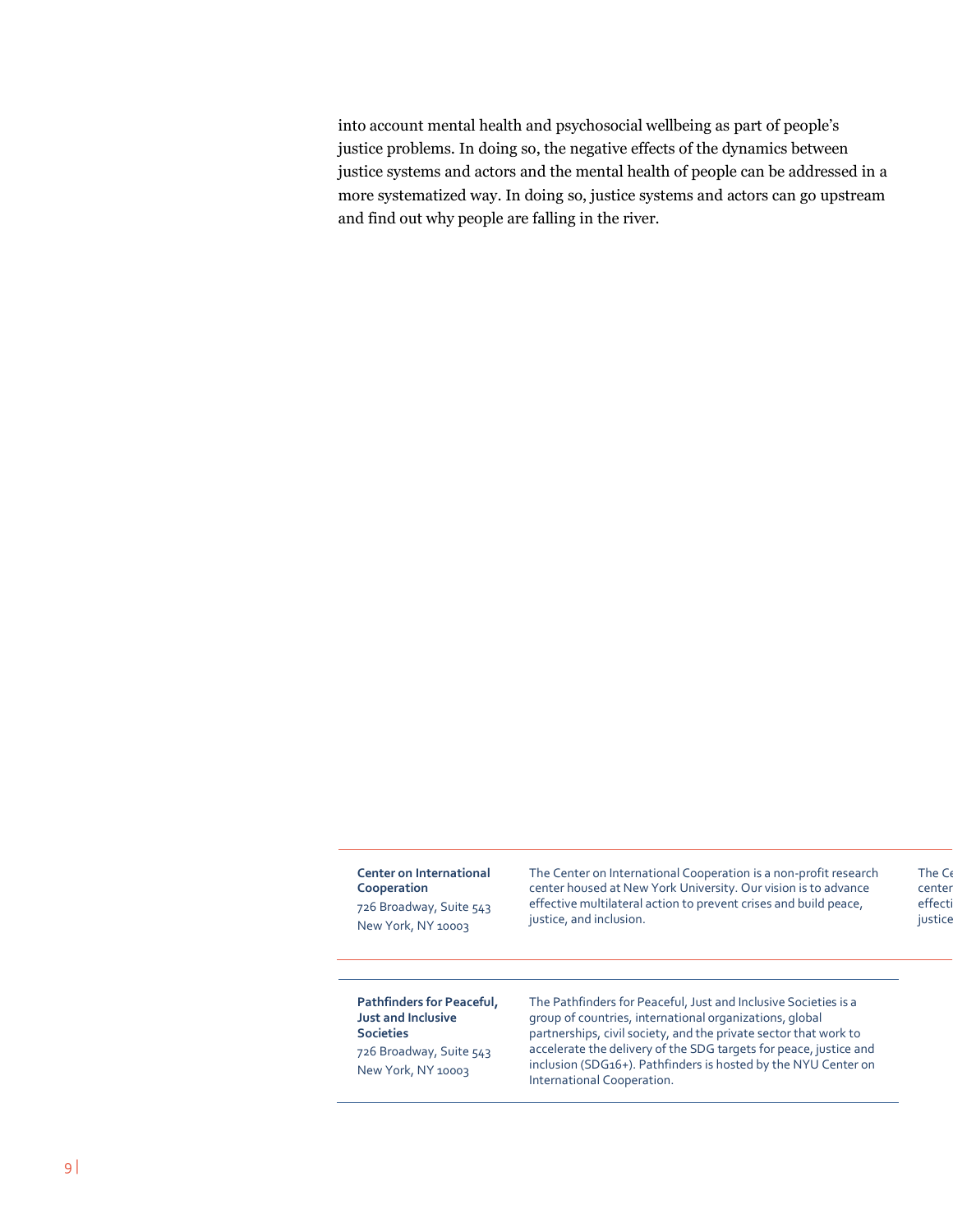into account mental health and psychosocial wellbeing as part of people's justice problems. In doing so, the negative effects of the dynamics between justice systems and actors and the mental health of people can be addressed in a more systematized way. In doing so, justice systems and actors can go upstream and find out why people are falling in the river.

**Center on International Cooperation**
726 Broadway, Suite 543
New York, NY 10003

The Center on International Cooperation is a non-profit research center housed at New York University. Our vision is to advance effective multilateral action to prevent crises and build peace, justice, and inclusion.

**Pathfinders for Peaceful, Just and Inclusive Societies**
726 Broadway, Suite 543
New York, NY 10003

The Pathfinders for Peaceful, Just and Inclusive Societies is a group of countries, international organizations, global partnerships, civil society, and the private sector that work to accelerate the delivery of the SDG targets for peace, justice and inclusion (SDG16+). Pathfinders is hosted by the NYU Center on International Cooperation.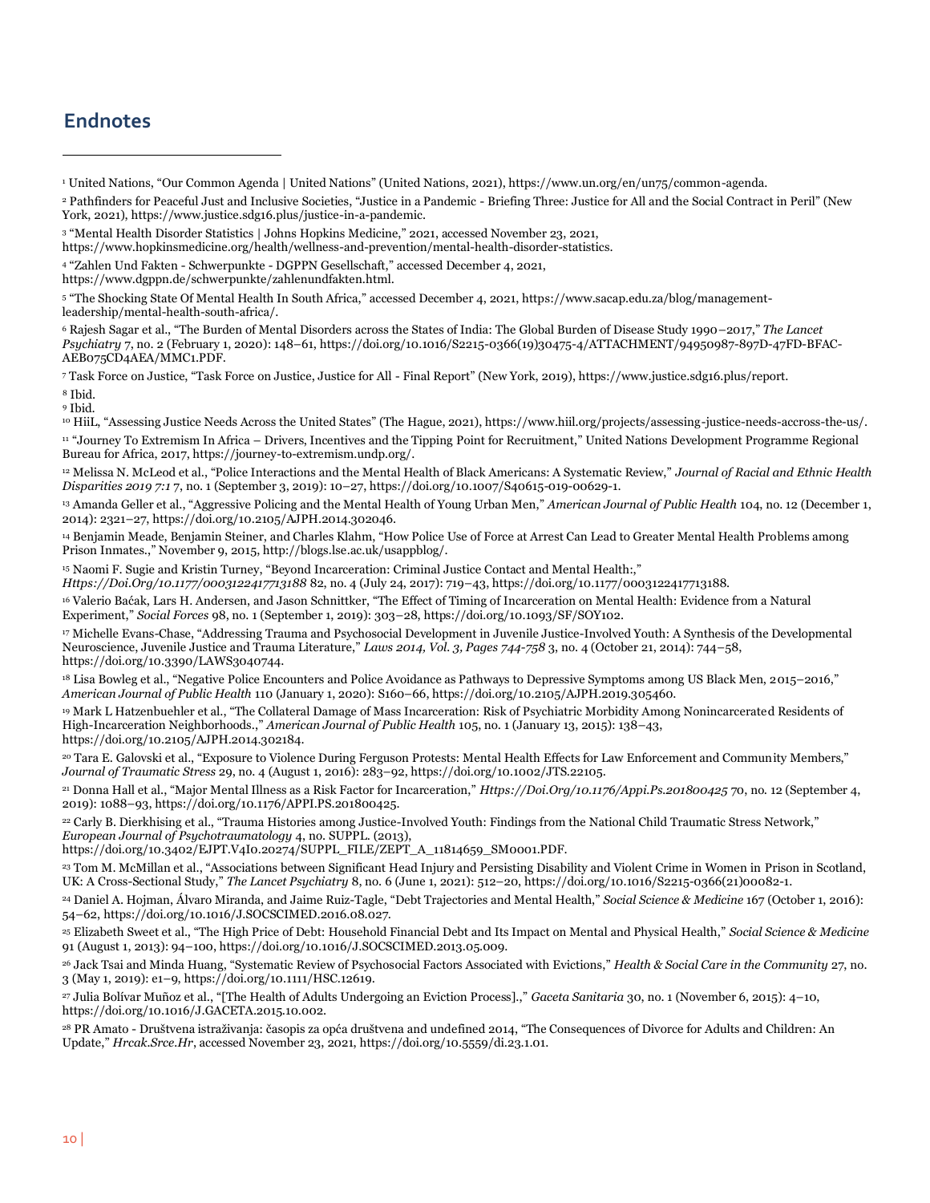## Endnotes

[1] United Nations, "Our Common Agenda | United Nations" (United Nations, 2021), https://www.un.org/en/un75/common-agenda.

[2] Pathfinders for Peaceful Just and Inclusive Societies, "Justice in a Pandemic - Briefing Three: Justice for All and the Social Contract in Peril" (New York, 2021), https://www.justice.sdg16.plus/justice-in-a-pandemic.

[3] "Mental Health Disorder Statistics | Johns Hopkins Medicine," 2021, accessed November 23, 2021, https://www.hopkinsmedicine.org/health/wellness-and-prevention/mental-health-disorder-statistics.

[4] "Zahlen Und Fakten - Schwerpunkte - DGPPN Gesellschaft," accessed December 4, 2021, https://www.dgppn.de/schwerpunkte/zahlenundfakten.html.

[5] "The Shocking State Of Mental Health In South Africa," accessed December 4, 2021, https://www.sacap.edu.za/blog/management-leadership/mental-health-south-africa/.

[6] Rajesh Sagar et al., "The Burden of Mental Disorders across the States of India: The Global Burden of Disease Study 1990–2017," *The Lancet Psychiatry* 7, no. 2 (February 1, 2020): 148–61, https://doi.org/10.1016/S2215-0366(19)30475-4/ATTACHMENT/94950987-897D-47FD-BFAC-AEB075CD4AEA/MMC1.PDF.

[7] Task Force on Justice, "Task Force on Justice, Justice for All - Final Report" (New York, 2019), https://www.justice.sdg16.plus/report.

[8] Ibid.

[9] Ibid.

[10] HiiL, "Assessing Justice Needs Across the United States" (The Hague, 2021), https://www.hiil.org/projects/assessing-justice-needs-accross-the-us/.

[11] "Journey To Extremism In Africa – Drivers, Incentives and the Tipping Point for Recruitment," United Nations Development Programme Regional Bureau for Africa, 2017, https://journey-to-extremism.undp.org/.

[12] Melissa N. McLeod et al., "Police Interactions and the Mental Health of Black Americans: A Systematic Review," *Journal of Racial and Ethnic Health Disparities 2019 7:1* 7, no. 1 (September 3, 2019): 10–27, https://doi.org/10.1007/S40615-019-00629-1.

[13] Amanda Geller et al., "Aggressive Policing and the Mental Health of Young Urban Men," *American Journal of Public Health* 104, no. 12 (December 1, 2014): 2321–27, https://doi.org/10.2105/AJPH.2014.302046.

[14] Benjamin Meade, Benjamin Steiner, and Charles Klahm, "How Police Use of Force at Arrest Can Lead to Greater Mental Health Problems among Prison Inmates.," November 9, 2015, http://blogs.lse.ac.uk/usappblog/.

[15] Naomi F. Sugie and Kristin Turney, "Beyond Incarceration: Criminal Justice Contact and Mental Health:," *Https://Doi.Org/10.1177/0003122417713188* 82, no. 4 (July 24, 2017): 719–43, https://doi.org/10.1177/0003122417713188.

[16] Valerio Baćak, Lars H. Andersen, and Jason Schnittker, "The Effect of Timing of Incarceration on Mental Health: Evidence from a Natural Experiment," *Social Forces* 98, no. 1 (September 1, 2019): 303–28, https://doi.org/10.1093/SF/SOY102.

[17] Michelle Evans-Chase, "Addressing Trauma and Psychosocial Development in Juvenile Justice-Involved Youth: A Synthesis of the Developmental Neuroscience, Juvenile Justice and Trauma Literature," *Laws 2014, Vol. 3, Pages 744-758* 3, no. 4 (October 21, 2014): 744–58, https://doi.org/10.3390/LAWS3040744.

[18] Lisa Bowleg et al., "Negative Police Encounters and Police Avoidance as Pathways to Depressive Symptoms among US Black Men, 2015–2016," *American Journal of Public Health* 110 (January 1, 2020): S160–66, https://doi.org/10.2105/AJPH.2019.305460.

[19] Mark L Hatzenbuehler et al., "The Collateral Damage of Mass Incarceration: Risk of Psychiatric Morbidity Among Nonincarcerated Residents of High-Incarceration Neighborhoods.," *American Journal of Public Health* 105, no. 1 (January 13, 2015): 138–43, https://doi.org/10.2105/AJPH.2014.302184.

[20] Tara E. Galovski et al., "Exposure to Violence During Ferguson Protests: Mental Health Effects for Law Enforcement and Community Members," *Journal of Traumatic Stress* 29, no. 4 (August 1, 2016): 283–92, https://doi.org/10.1002/JTS.22105.

[21] Donna Hall et al., "Major Mental Illness as a Risk Factor for Incarceration," *Https://Doi.Org/10.1176/Appi.Ps.201800425* 70, no. 12 (September 4, 2019): 1088–93, https://doi.org/10.1176/APPI.PS.201800425.

[22] Carly B. Dierkhising et al., "Trauma Histories among Justice-Involved Youth: Findings from the National Child Traumatic Stress Network," *European Journal of Psychotraumatology* 4, no. SUPPL. (2013), https://doi.org/10.3402/EJPT.V4I0.20274/SUPPL_FILE/ZEPT_A_11814659_SM0001.PDF.

[23] Tom M. McMillan et al., "Associations between Significant Head Injury and Persisting Disability and Violent Crime in Women in Prison in Scotland, UK: A Cross-Sectional Study," *The Lancet Psychiatry* 8, no. 6 (June 1, 2021): 512–20, https://doi.org/10.1016/S2215-0366(21)00082-1.

[24] Daniel A. Hojman, Álvaro Miranda, and Jaime Ruiz-Tagle, "Debt Trajectories and Mental Health," *Social Science & Medicine* 167 (October 1, 2016): 54–62, https://doi.org/10.1016/J.SOCSCIMED.2016.08.027.

[25] Elizabeth Sweet et al., "The High Price of Debt: Household Financial Debt and Its Impact on Mental and Physical Health," *Social Science & Medicine* 91 (August 1, 2013): 94–100, https://doi.org/10.1016/J.SOCSCIMED.2013.05.009.

[26] Jack Tsai and Minda Huang, "Systematic Review of Psychosocial Factors Associated with Evictions," *Health & Social Care in the Community* 27, no. 3 (May 1, 2019): e1–9, https://doi.org/10.1111/HSC.12619.

[27] Julia Bolívar Muñoz et al., "[The Health of Adults Undergoing an Eviction Process].," *Gaceta Sanitaria* 30, no. 1 (November 6, 2015): 4–10, https://doi.org/10.1016/J.GACETA.2015.10.002.

[28] PR Amato - Društvena istraživanja: časopis za opća društvena and undefined 2014, "The Consequences of Divorce for Adults and Children: An Update," *Hrcak.Srce.Hr*, accessed November 23, 2021, https://doi.org/10.5559/di.23.1.01.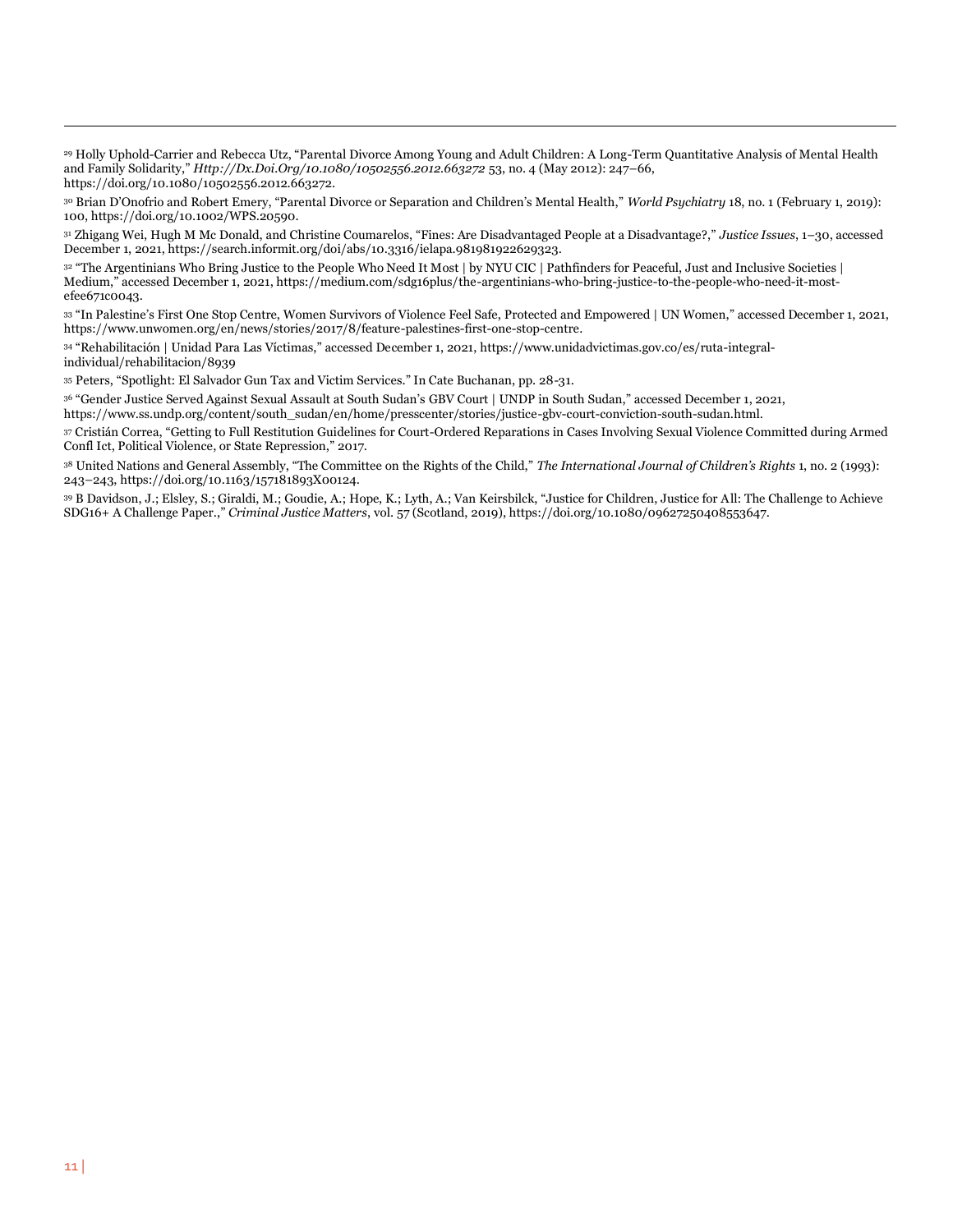[29] Holly Uphold-Carrier and Rebecca Utz, "Parental Divorce Among Young and Adult Children: A Long-Term Quantitative Analysis of Mental Health and Family Solidarity," *Http://Dx.Doi.Org/10.1080/10502556.2012.663272* 53, no. 4 (May 2012): 247–66, https://doi.org/10.1080/10502556.2012.663272.

[30] Brian D'Onofrio and Robert Emery, "Parental Divorce or Separation and Children's Mental Health," *World Psychiatry* 18, no. 1 (February 1, 2019): 100, https://doi.org/10.1002/WPS.20590.

[31] Zhigang Wei, Hugh M Mc Donald, and Christine Coumarelos, "Fines: Are Disadvantaged People at a Disadvantage?," *Justice Issues*, 1–30, accessed December 1, 2021, https://search.informit.org/doi/abs/10.3316/ielapa.981981922629323.

[32] "The Argentinians Who Bring Justice to the People Who Need It Most | by NYU CIC | Pathfinders for Peaceful, Just and Inclusive Societies | Medium," accessed December 1, 2021, https://medium.com/sdg16plus/the-argentinians-who-bring-justice-to-the-people-who-need-it-most-efee671c0043.

[33] "In Palestine's First One Stop Centre, Women Survivors of Violence Feel Safe, Protected and Empowered | UN Women," accessed December 1, 2021, https://www.unwomen.org/en/news/stories/2017/8/feature-palestines-first-one-stop-centre.

[34] "Rehabilitación | Unidad Para Las Víctimas," accessed December 1, 2021, https://www.unidadvictimas.gov.co/es/ruta-integral-individual/rehabilitacion/8939

[35] Peters, "Spotlight: El Salvador Gun Tax and Victim Services." In Cate Buchanan, pp. 28-31.

[36] "Gender Justice Served Against Sexual Assault at South Sudan's GBV Court | UNDP in South Sudan," accessed December 1, 2021, https://www.ss.undp.org/content/south_sudan/en/home/presscenter/stories/justice-gbv-court-conviction-south-sudan.html.

[37] Cristián Correa, "Getting to Full Restitution Guidelines for Court-Ordered Reparations in Cases Involving Sexual Violence Committed during Armed Confl Ict, Political Violence, or State Repression," 2017.

[38] United Nations and General Assembly, "The Committee on the Rights of the Child," *The International Journal of Children's Rights* 1, no. 2 (1993): 243–243, https://doi.org/10.1163/157181893X00124.

[39] B Davidson, J.; Elsley, S.; Giraldi, M.; Goudie, A.; Hope, K.; Lyth, A.; Van Keirsbilck, "Justice for Children, Justice for All: The Challenge to Achieve SDG16+ A Challenge Paper.," *Criminal Justice Matters*, vol. 57 (Scotland, 2019), https://doi.org/10.1080/09627250408553647.